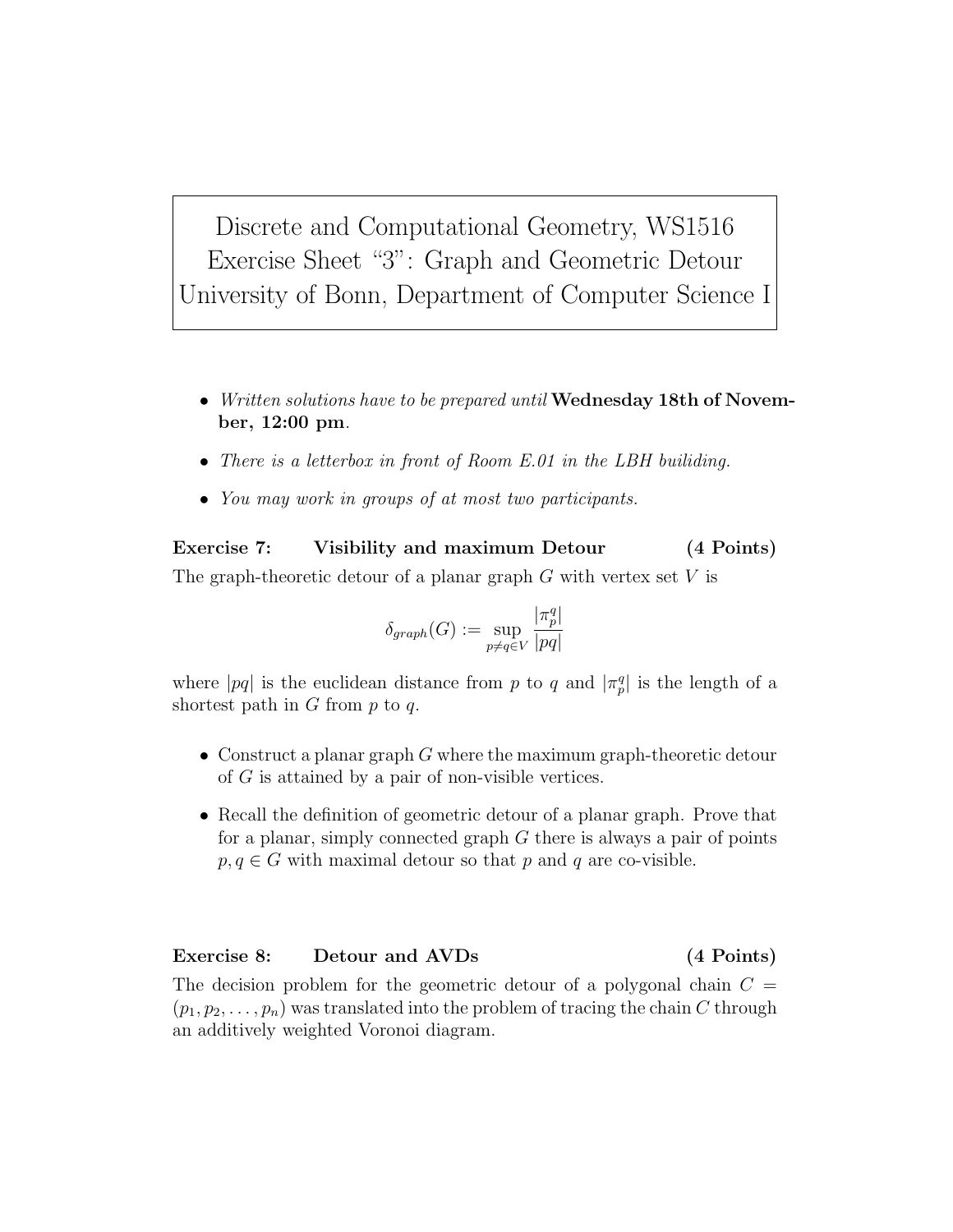# Discrete and Computational Geometry, WS1516
# Exercise Sheet "3": Graph and Geometric Detour
# University of Bonn, Department of Computer Science I

- *Written solutions have to be prepared until* **Wednesday 18th of November, 12:00 pm**.
- *There is a letterbox in front of Room E.01 in the LBH builiding.*
- *You may work in groups of at most two participants.*

**Exercise 7: Visibility and maximum Detour (4 Points)**

The graph-theoretic detour of a planar graph $G$ with vertex set $V$ is

$$\delta_{graph}(G) := \sup_{p \neq q \in V} \frac{|\pi_p^q|}{|pq|}$$

where $|pq|$ is the euclidean distance from $p$ to $q$ and $|\pi_p^q|$ is the length of a shortest path in $G$ from $p$ to $q$.

- Construct a planar graph $G$ where the maximum graph-theoretic detour of $G$ is attained by a pair of non-visible vertices.
- Recall the definition of geometric detour of a planar graph. Prove that for a planar, simply connected graph $G$ there is always a pair of points $p, q \in G$ with maximal detour so that $p$ and $q$ are co-visible.

**Exercise 8: Detour and AVDs (4 Points)**

The decision problem for the geometric detour of a polygonal chain $C = (p_1, p_2, \ldots, p_n)$ was translated into the problem of tracing the chain $C$ through an additively weighted Voronoi diagram.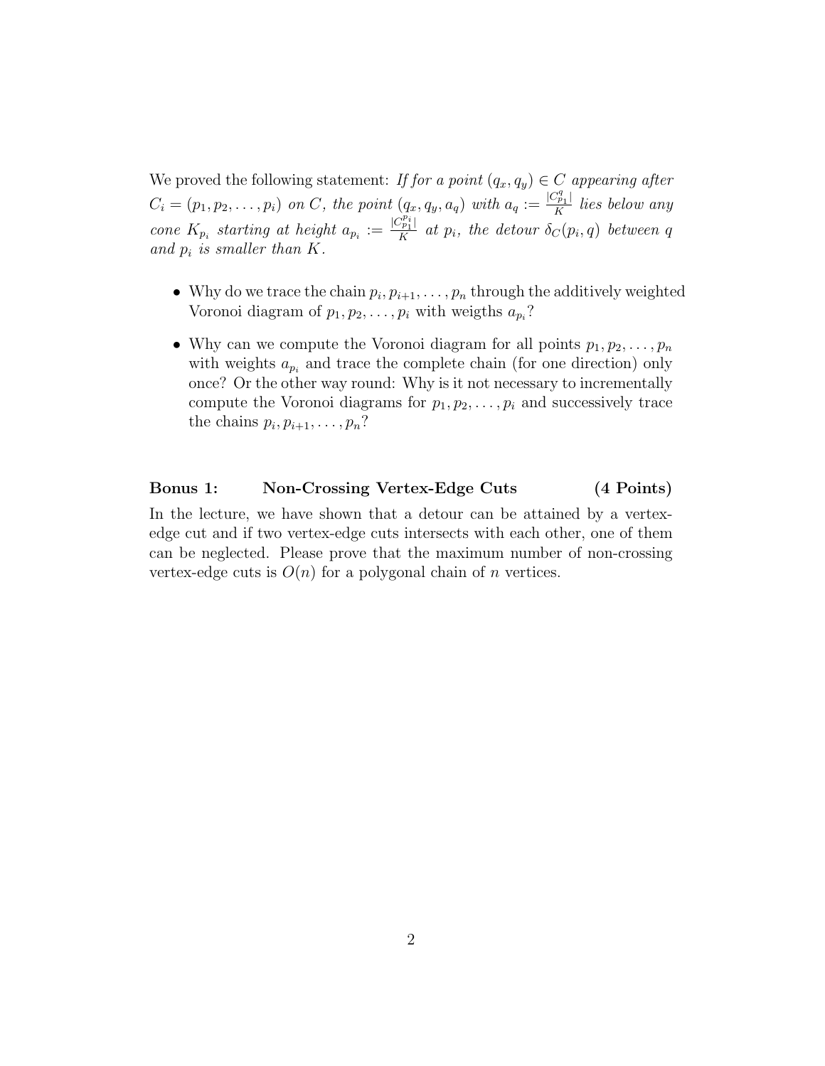We proved the following statement: *If for a point $(q_x, q_y) \in C$ appearing after $C_i = (p_1, p_2, \ldots, p_i)$ on $C$, the point $(q_x, q_y, a_q)$ with $a_q := \frac{|C_{p_1}^q|}{K}$ lies below any cone $K_{p_i}$ starting at height $a_{p_i} := \frac{|C_{p_1}^{p_i}|}{K}$ at $p_i$, the detour $\delta_C(p_i, q)$ between $q$ and $p_i$ is smaller than $K$.*

- Why do we trace the chain $p_i, p_{i+1}, \ldots, p_n$ through the additively weighted Voronoi diagram of $p_1, p_2, \ldots, p_i$ with weigths $a_{p_i}$?
- Why can we compute the Voronoi diagram for all points $p_1, p_2, \ldots, p_n$ with weights $a_{p_i}$ and trace the complete chain (for one direction) only once? Or the other way round: Why is it not necessary to incrementally compute the Voronoi diagrams for $p_1, p_2, \ldots, p_i$ and successively trace the chains $p_i, p_{i+1}, \ldots, p_n$?

## Bonus 1: Non-Crossing Vertex-Edge Cuts (4 Points)

In the lecture, we have shown that a detour can be attained by a vertex-edge cut and if two vertex-edge cuts intersects with each other, one of them can be neglected. Please prove that the maximum number of non-crossing vertex-edge cuts is $O(n)$ for a polygonal chain of $n$ vertices.